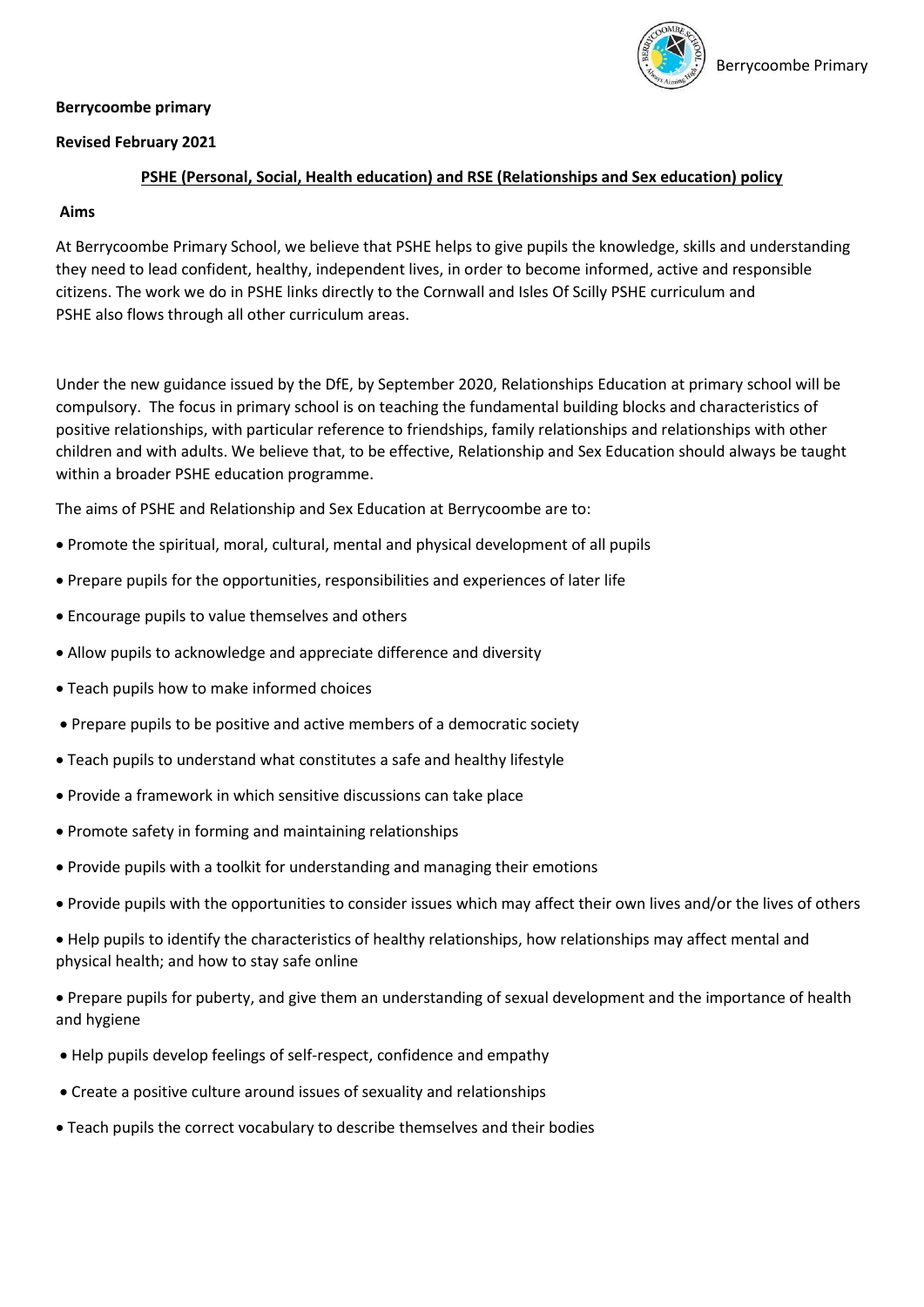**Berrycoombe primary**

**Revised February 2021**

## PSHE (Personal, Social, Health education) and RSE (Relationships and Sex education) policy

### Aims

At Berrycoombe Primary School, we believe that PSHE helps to give pupils the knowledge, skills and understanding they need to lead confident, healthy, independent lives, in order to become informed, active and responsible citizens. The work we do in PSHE links directly to the Cornwall and Isles Of Scilly PSHE curriculum and PSHE also flows through all other curriculum areas.

Under the new guidance issued by the DfE, by September 2020, Relationships Education at primary school will be compulsory. The focus in primary school is on teaching the fundamental building blocks and characteristics of positive relationships, with particular reference to friendships, family relationships and relationships with other children and with adults. We believe that, to be effective, Relationship and Sex Education should always be taught within a broader PSHE education programme.

The aims of PSHE and Relationship and Sex Education at Berrycoombe are to:

- Promote the spiritual, moral, cultural, mental and physical development of all pupils
- Prepare pupils for the opportunities, responsibilities and experiences of later life
- Encourage pupils to value themselves and others
- Allow pupils to acknowledge and appreciate difference and diversity
- Teach pupils how to make informed choices
- Prepare pupils to be positive and active members of a democratic society
- Teach pupils to understand what constitutes a safe and healthy lifestyle
- Provide a framework in which sensitive discussions can take place
- Promote safety in forming and maintaining relationships
- Provide pupils with a toolkit for understanding and managing their emotions
- Provide pupils with the opportunities to consider issues which may affect their own lives and/or the lives of others
- Help pupils to identify the characteristics of healthy relationships, how relationships may affect mental and physical health; and how to stay safe online
- Prepare pupils for puberty, and give them an understanding of sexual development and the importance of health and hygiene
- Help pupils develop feelings of self-respect, confidence and empathy
- Create a positive culture around issues of sexuality and relationships
- Teach pupils the correct vocabulary to describe themselves and their bodies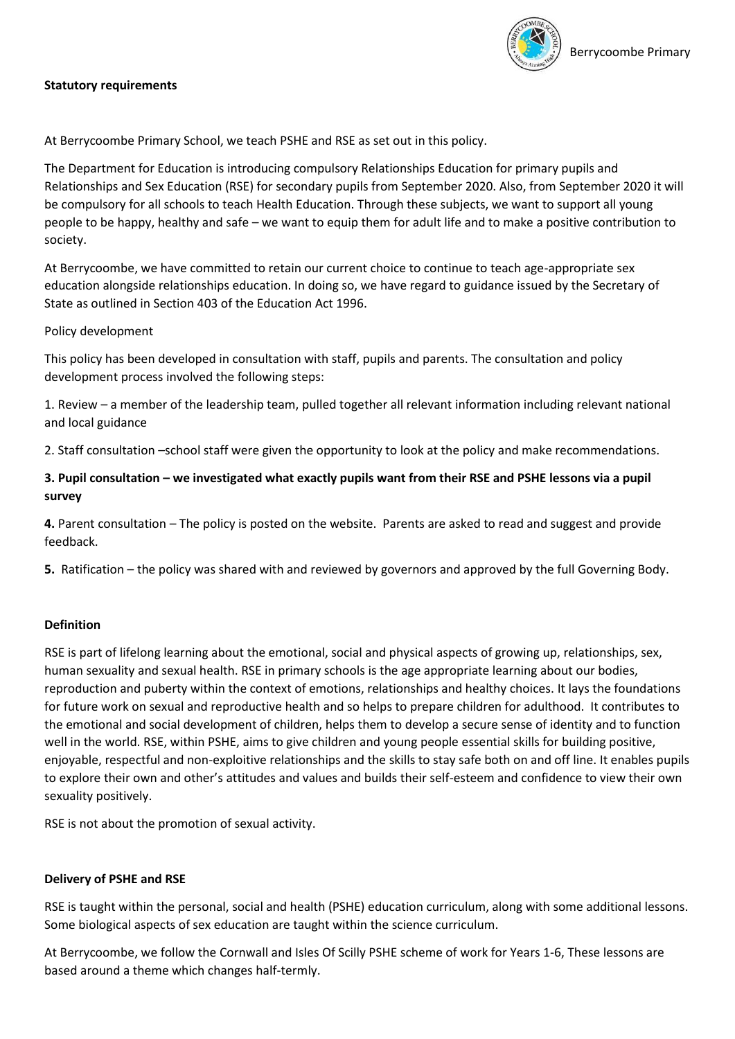**Statutory requirements**

At Berrycoombe Primary School, we teach PSHE and RSE as set out in this policy.

The Department for Education is introducing compulsory Relationships Education for primary pupils and Relationships and Sex Education (RSE) for secondary pupils from September 2020. Also, from September 2020 it will be compulsory for all schools to teach Health Education. Through these subjects, we want to support all young people to be happy, healthy and safe – we want to equip them for adult life and to make a positive contribution to society.

At Berrycoombe, we have committed to retain our current choice to continue to teach age-appropriate sex education alongside relationships education. In doing so, we have regard to guidance issued by the Secretary of State as outlined in Section 403 of the Education Act 1996.

Policy development

This policy has been developed in consultation with staff, pupils and parents. The consultation and policy development process involved the following steps:

1. Review – a member of the leadership team, pulled together all relevant information including relevant national and local guidance

2. Staff consultation –school staff were given the opportunity to look at the policy and make recommendations.

**3. Pupil consultation – we investigated what exactly pupils want from their RSE and PSHE lessons via a pupil survey**

**4.** Parent consultation – The policy is posted on the website. Parents are asked to read and suggest and provide feedback.

**5.** Ratification – the policy was shared with and reviewed by governors and approved by the full Governing Body.

**Definition**

RSE is part of lifelong learning about the emotional, social and physical aspects of growing up, relationships, sex, human sexuality and sexual health. RSE in primary schools is the age appropriate learning about our bodies, reproduction and puberty within the context of emotions, relationships and healthy choices. It lays the foundations for future work on sexual and reproductive health and so helps to prepare children for adulthood. It contributes to the emotional and social development of children, helps them to develop a secure sense of identity and to function well in the world. RSE, within PSHE, aims to give children and young people essential skills for building positive, enjoyable, respectful and non-exploitive relationships and the skills to stay safe both on and off line. It enables pupils to explore their own and other's attitudes and values and builds their self-esteem and confidence to view their own sexuality positively.

RSE is not about the promotion of sexual activity.

**Delivery of PSHE and RSE**

RSE is taught within the personal, social and health (PSHE) education curriculum, along with some additional lessons. Some biological aspects of sex education are taught within the science curriculum.

At Berrycoombe, we follow the Cornwall and Isles Of Scilly PSHE scheme of work for Years 1-6, These lessons are based around a theme which changes half-termly.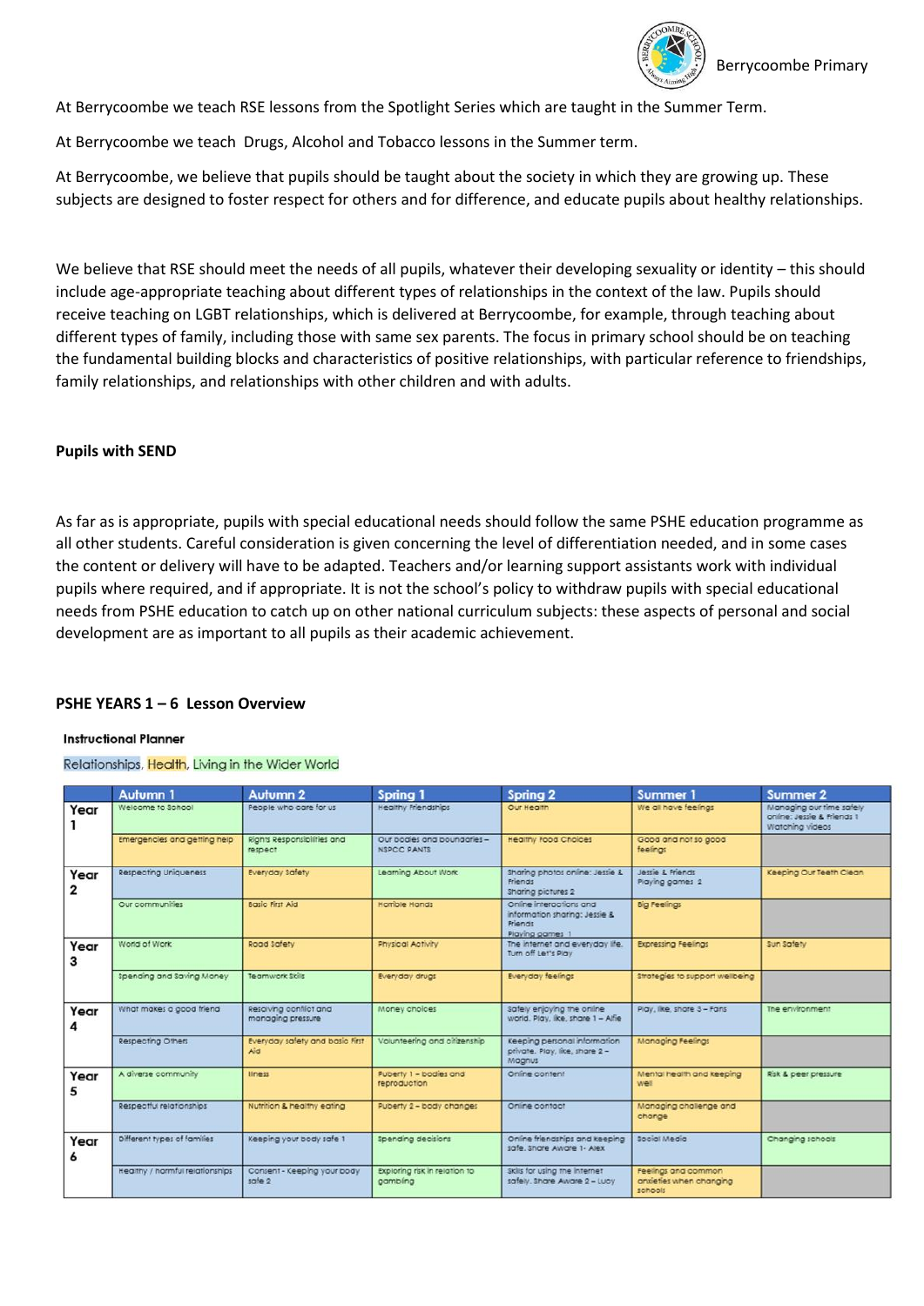At Berrycoombe we teach RSE lessons from the Spotlight Series which are taught in the Summer Term.

At Berrycoombe we teach Drugs, Alcohol and Tobacco lessons in the Summer term.

At Berrycoombe, we believe that pupils should be taught about the society in which they are growing up. These subjects are designed to foster respect for others and for difference, and educate pupils about healthy relationships.

We believe that RSE should meet the needs of all pupils, whatever their developing sexuality or identity – this should include age-appropriate teaching about different types of relationships in the context of the law. Pupils should receive teaching on LGBT relationships, which is delivered at Berrycoombe, for example, through teaching about different types of family, including those with same sex parents. The focus in primary school should be on teaching the fundamental building blocks and characteristics of positive relationships, with particular reference to friendships, family relationships, and relationships with other children and with adults.

**Pupils with SEND**

As far as is appropriate, pupils with special educational needs should follow the same PSHE education programme as all other students. Careful consideration is given concerning the level of differentiation needed, and in some cases the content or delivery will have to be adapted. Teachers and/or learning support assistants work with individual pupils where required, and if appropriate. It is not the school's policy to withdraw pupils with special educational needs from PSHE education to catch up on other national curriculum subjects: these aspects of personal and social development are as important to all pupils as their academic achievement.

**PSHE YEARS 1 – 6 Lesson Overview**

**Instructional Planner**

Relationships, Health, Living in the Wider World

| | Autumn 1 | Autumn 2 | Spring 1 | Spring 2 | Summer 1 | Summer 2 |
|---|---|---|---|---|---|---|
| Year 1 | Welcome to School | People who care for us | Healthy Friendships | Our Health | We all have feelings | Managing our time safely online: Jessie & Friends 1 Watching videos |
| | Emergencies and getting help | Rights Responsibilities and respect | Our bodies and boundaries – NSPCC PANTS | Healthy Food Choices | Good and not so good feelings | |
| Year 2 | Respecting Uniqueness | Everyday Safety | Learning About Work | Sharing photos online: Jessie & Friends Sharing pictures 2 | Jessie & Friends Playing games 2 | Keeping Our Teeth Clean |
| | Our communities | Basic First Aid | Horrible Hands | Online interactions and information sharing: Jessie & Friends Playing games 1 | Big Feelings | |
| Year 3 | World of Work | Road Safety | Physical Activity | The internet and everyday life. Turn off Let's Play | Expressing Feelings | Sun Safety |
| | Spending and Saving Money | Teamwork Skills | Everyday drugs | Everyday feelings | Strategies to support wellbeing | |
| Year 4 | What makes a good friend | Resolving conflict and managing pressure | Money choices | Safely enjoying the online world. Play, like, share 1 – Alfie | Play, like, share 3 – Fans | The environment |
| | Respecting Others | Everyday safety and basic First Aid | Volunteering and citizenship | Keeping personal information private. Play, like, share 2 – Magnus | Managing Feelings | |
| Year 5 | A diverse community | Illness | Puberty 1 – bodies and reproduction | Online content | Mental health and keeping well | Risk & peer pressure |
| | Respectful relationships | Nutrition & healthy eating | Puberty 2 – body changes | Online contact | Managing challenge and change | |
| Year 6 | Different types of families | Keeping your body safe 1 | Spending decisions | Online friendships and keeping safe. Share Aware 1- Alex | Social Media | Changing schools |
| | Healthy / harmful relationships | Consent - Keeping your body safe 2 | Exploring risk in relation to gambling | Skills for using the internet safely. Share Aware 2 – Lucy | Feelings and common anxieties when changing schools | |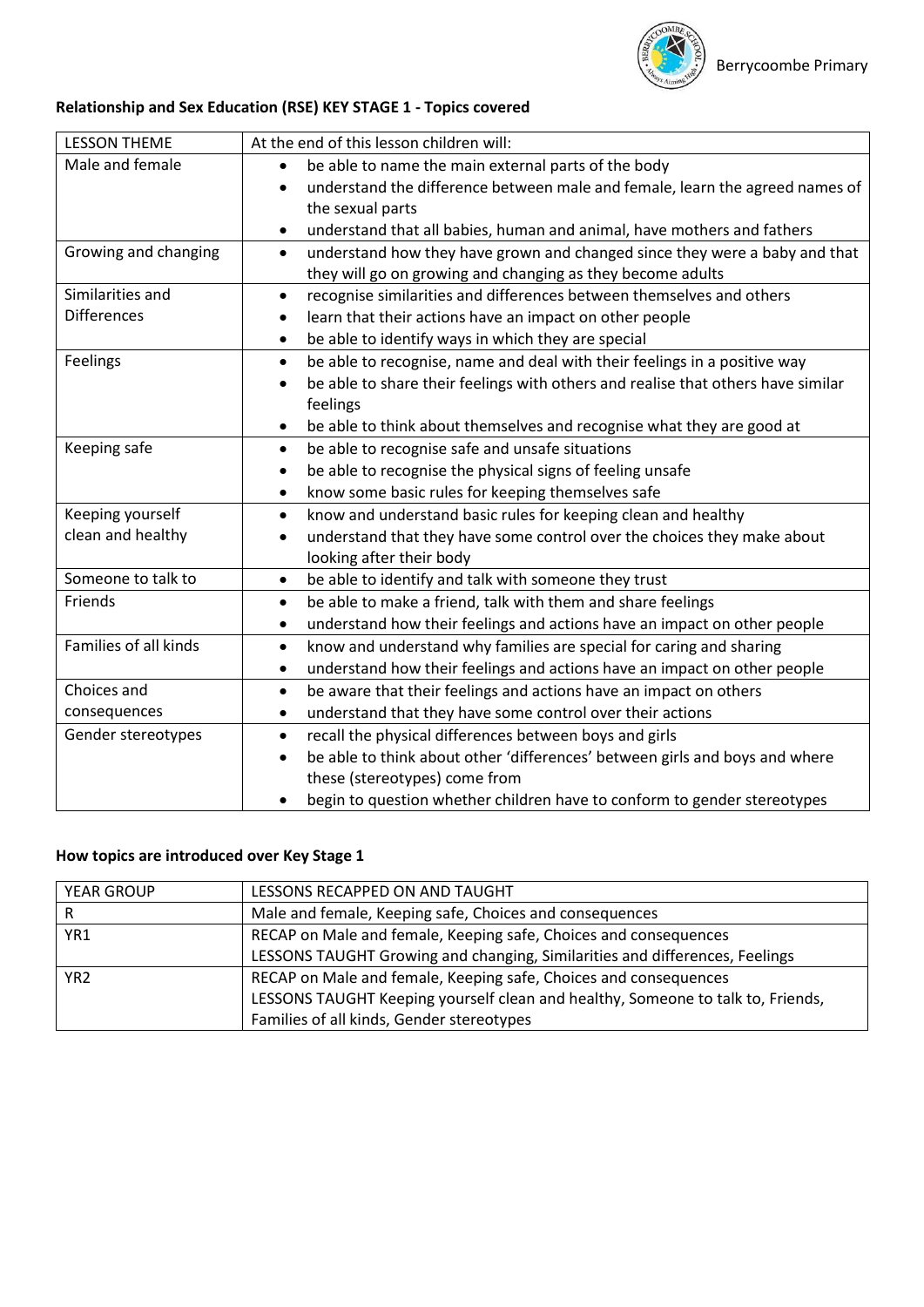Berrycoombe Primary

**Relationship and Sex Education (RSE) KEY STAGE 1 - Topics covered**

| LESSON THEME | At the end of this lesson children will: |
| --- | --- |
| Male and female | • be able to name the main external parts of the body<br>• understand the difference between male and female, learn the agreed names of the sexual parts<br>• understand that all babies, human and animal, have mothers and fathers |
| Growing and changing | • understand how they have grown and changed since they were a baby and that they will go on growing and changing as they become adults |
| Similarities and Differences | • recognise similarities and differences between themselves and others<br>• learn that their actions have an impact on other people<br>• be able to identify ways in which they are special |
| Feelings | • be able to recognise, name and deal with their feelings in a positive way<br>• be able to share their feelings with others and realise that others have similar feelings<br>• be able to think about themselves and recognise what they are good at |
| Keeping safe | • be able to recognise safe and unsafe situations<br>• be able to recognise the physical signs of feeling unsafe<br>• know some basic rules for keeping themselves safe |
| Keeping yourself clean and healthy | • know and understand basic rules for keeping clean and healthy<br>• understand that they have some control over the choices they make about looking after their body |
| Someone to talk to | • be able to identify and talk with someone they trust |
| Friends | • be able to make a friend, talk with them and share feelings<br>• understand how their feelings and actions have an impact on other people |
| Families of all kinds | • know and understand why families are special for caring and sharing<br>• understand how their feelings and actions have an impact on other people |
| Choices and consequences | • be aware that their feelings and actions have an impact on others<br>• understand that they have some control over their actions |
| Gender stereotypes | • recall the physical differences between boys and girls<br>• be able to think about other 'differences' between girls and boys and where these (stereotypes) come from<br>• begin to question whether children have to conform to gender stereotypes |

**How topics are introduced over Key Stage 1**

| YEAR GROUP | LESSONS RECAPPED ON AND TAUGHT |
| --- | --- |
| R | Male and female, Keeping safe, Choices and consequences |
| YR1 | RECAP on Male and female, Keeping safe, Choices and consequences<br>LESSONS TAUGHT Growing and changing, Similarities and differences, Feelings |
| YR2 | RECAP on Male and female, Keeping safe, Choices and consequences<br>LESSONS TAUGHT Keeping yourself clean and healthy, Someone to talk to, Friends, Families of all kinds, Gender stereotypes |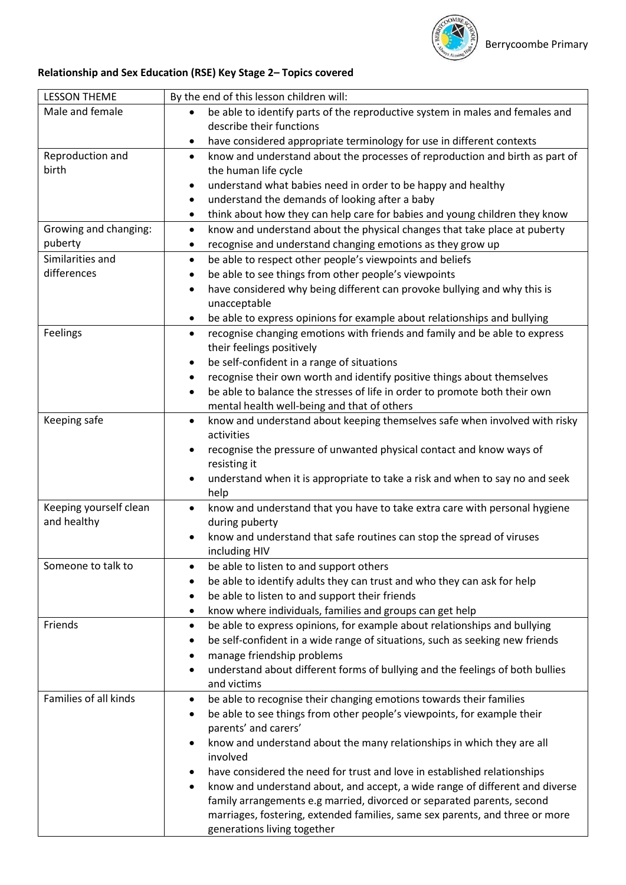**Relationship and Sex Education (RSE) Key Stage 2– Topics covered**

| LESSON THEME | By the end of this lesson children will: |
|---|---|
| Male and female | • be able to identify parts of the reproductive system in males and females and describe their functions<br>• have considered appropriate terminology for use in different contexts |
| Reproduction and birth | • know and understand about the processes of reproduction and birth as part of the human life cycle<br>• understand what babies need in order to be happy and healthy<br>• understand the demands of looking after a baby<br>• think about how they can help care for babies and young children they know |
| Growing and changing: puberty | • know and understand about the physical changes that take place at puberty<br>• recognise and understand changing emotions as they grow up |
| Similarities and differences | • be able to respect other people's viewpoints and beliefs<br>• be able to see things from other people's viewpoints<br>• have considered why being different can provoke bullying and why this is unacceptable<br>• be able to express opinions for example about relationships and bullying |
| Feelings | • recognise changing emotions with friends and family and be able to express their feelings positively<br>• be self-confident in a range of situations<br>• recognise their own worth and identify positive things about themselves<br>• be able to balance the stresses of life in order to promote both their own mental health well-being and that of others |
| Keeping safe | • know and understand about keeping themselves safe when involved with risky activities<br>• recognise the pressure of unwanted physical contact and know ways of resisting it<br>• understand when it is appropriate to take a risk and when to say no and seek help |
| Keeping yourself clean and healthy | • know and understand that you have to take extra care with personal hygiene during puberty<br>• know and understand that safe routines can stop the spread of viruses including HIV |
| Someone to talk to | • be able to listen to and support others<br>• be able to identify adults they can trust and who they can ask for help<br>• be able to listen to and support their friends<br>• know where individuals, families and groups can get help |
| Friends | • be able to express opinions, for example about relationships and bullying<br>• be self-confident in a wide range of situations, such as seeking new friends<br>• manage friendship problems<br>• understand about different forms of bullying and the feelings of both bullies and victims |
| Families of all kinds | • be able to recognise their changing emotions towards their families<br>• be able to see things from other people's viewpoints, for example their parents' and carers'<br>• know and understand about the many relationships in which they are all involved<br>• have considered the need for trust and love in established relationships<br>• know and understand about, and accept, a wide range of different and diverse family arrangements e.g married, divorced or separated parents, second marriages, fostering, extended families, same sex parents, and three or more generations living together |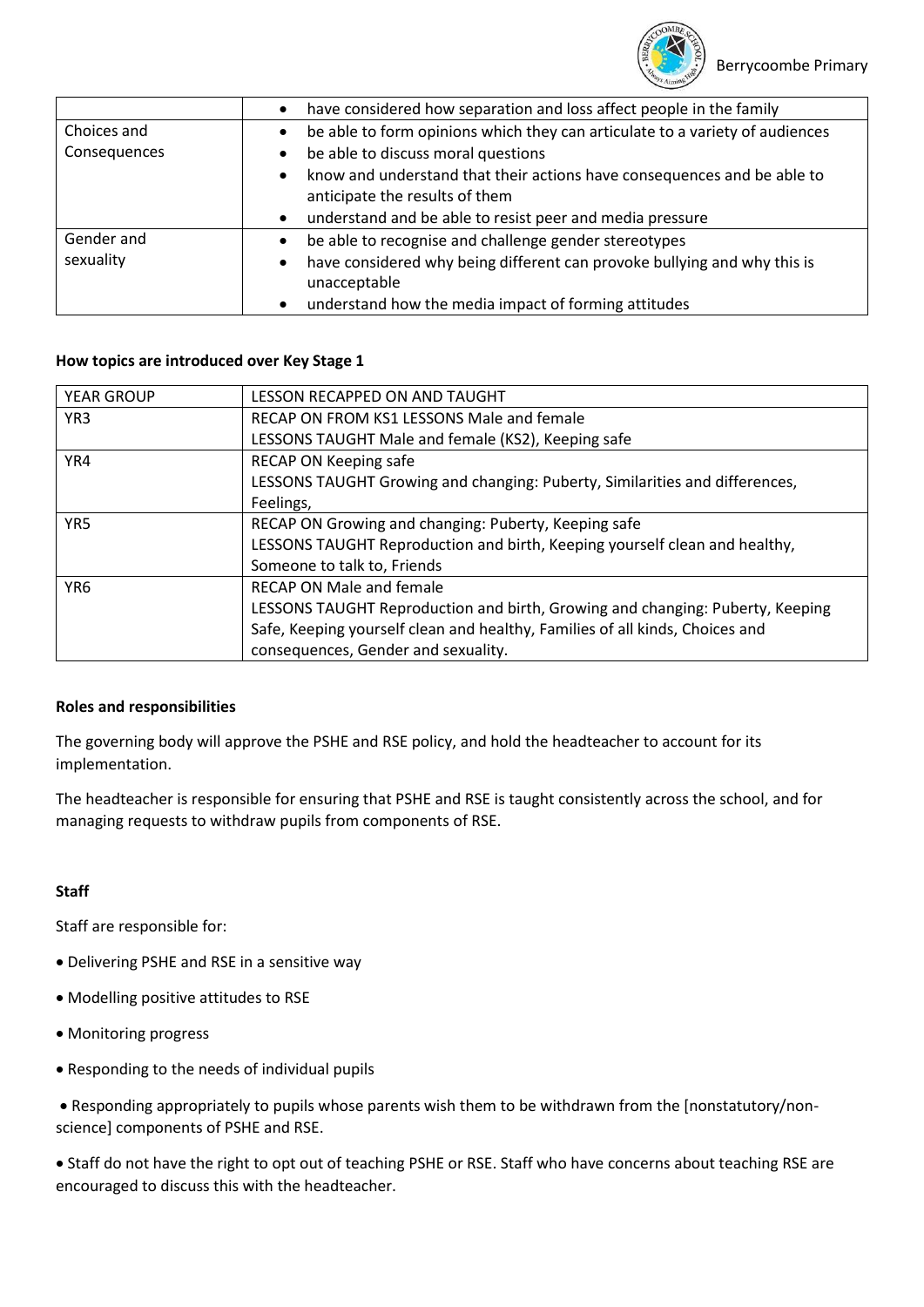| | |
|---|---|
| | • have considered how separation and loss affect people in the family |
| Choices and Consequences | • be able to form opinions which they can articulate to a variety of audiences<br>• be able to discuss moral questions<br>• know and understand that their actions have consequences and be able to anticipate the results of them<br>• understand and be able to resist peer and media pressure |
| Gender and sexuality | • be able to recognise and challenge gender stereotypes<br>• have considered why being different can provoke bullying and why this is unacceptable<br>• understand how the media impact of forming attitudes |

**How topics are introduced over Key Stage 1**

| YEAR GROUP | LESSON RECAPPED ON AND TAUGHT |
|---|---|
| YR3 | RECAP ON FROM KS1 LESSONS Male and female<br>LESSONS TAUGHT Male and female (KS2), Keeping safe |
| YR4 | RECAP ON Keeping safe<br>LESSONS TAUGHT Growing and changing: Puberty, Similarities and differences, Feelings, |
| YR5 | RECAP ON Growing and changing: Puberty, Keeping safe<br>LESSONS TAUGHT Reproduction and birth, Keeping yourself clean and healthy, Someone to talk to, Friends |
| YR6 | RECAP ON Male and female<br>LESSONS TAUGHT Reproduction and birth, Growing and changing: Puberty, Keeping Safe, Keeping yourself clean and healthy, Families of all kinds, Choices and consequences, Gender and sexuality. |

**Roles and responsibilities**

The governing body will approve the PSHE and RSE policy, and hold the headteacher to account for its implementation.

The headteacher is responsible for ensuring that PSHE and RSE is taught consistently across the school, and for managing requests to withdraw pupils from components of RSE.

**Staff**

Staff are responsible for:

- Delivering PSHE and RSE in a sensitive way
- Modelling positive attitudes to RSE
- Monitoring progress
- Responding to the needs of individual pupils
- Responding appropriately to pupils whose parents wish them to be withdrawn from the [nonstatutory/non-science] components of PSHE and RSE.
- Staff do not have the right to opt out of teaching PSHE or RSE. Staff who have concerns about teaching RSE are encouraged to discuss this with the headteacher.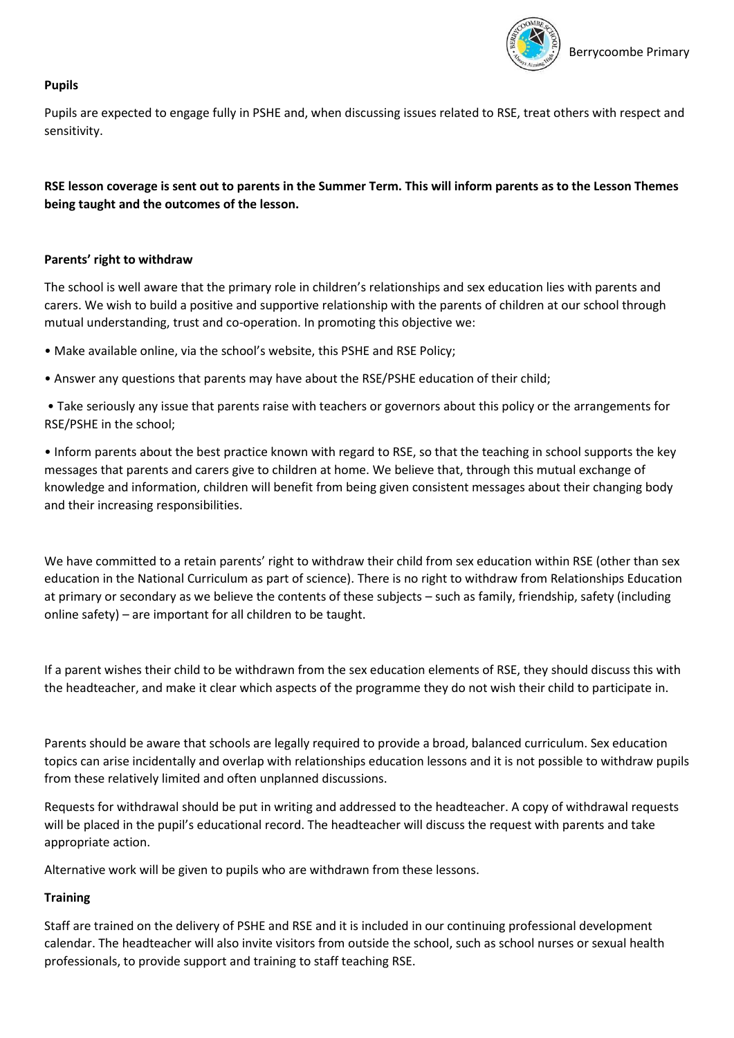**Pupils**

Pupils are expected to engage fully in PSHE and, when discussing issues related to RSE, treat others with respect and sensitivity.

**RSE lesson coverage is sent out to parents in the Summer Term. This will inform parents as to the Lesson Themes being taught and the outcomes of the lesson.**

**Parents' right to withdraw**

The school is well aware that the primary role in children's relationships and sex education lies with parents and carers. We wish to build a positive and supportive relationship with the parents of children at our school through mutual understanding, trust and co-operation. In promoting this objective we:

- Make available online, via the school's website, this PSHE and RSE Policy;
- Answer any questions that parents may have about the RSE/PSHE education of their child;
- Take seriously any issue that parents raise with teachers or governors about this policy or the arrangements for RSE/PSHE in the school;
- Inform parents about the best practice known with regard to RSE, so that the teaching in school supports the key messages that parents and carers give to children at home. We believe that, through this mutual exchange of knowledge and information, children will benefit from being given consistent messages about their changing body and their increasing responsibilities.

We have committed to a retain parents' right to withdraw their child from sex education within RSE (other than sex education in the National Curriculum as part of science). There is no right to withdraw from Relationships Education at primary or secondary as we believe the contents of these subjects – such as family, friendship, safety (including online safety) – are important for all children to be taught.

If a parent wishes their child to be withdrawn from the sex education elements of RSE, they should discuss this with the headteacher, and make it clear which aspects of the programme they do not wish their child to participate in.

Parents should be aware that schools are legally required to provide a broad, balanced curriculum. Sex education topics can arise incidentally and overlap with relationships education lessons and it is not possible to withdraw pupils from these relatively limited and often unplanned discussions.

Requests for withdrawal should be put in writing and addressed to the headteacher. A copy of withdrawal requests will be placed in the pupil's educational record. The headteacher will discuss the request with parents and take appropriate action.

Alternative work will be given to pupils who are withdrawn from these lessons.

**Training**

Staff are trained on the delivery of PSHE and RSE and it is included in our continuing professional development calendar. The headteacher will also invite visitors from outside the school, such as school nurses or sexual health professionals, to provide support and training to staff teaching RSE.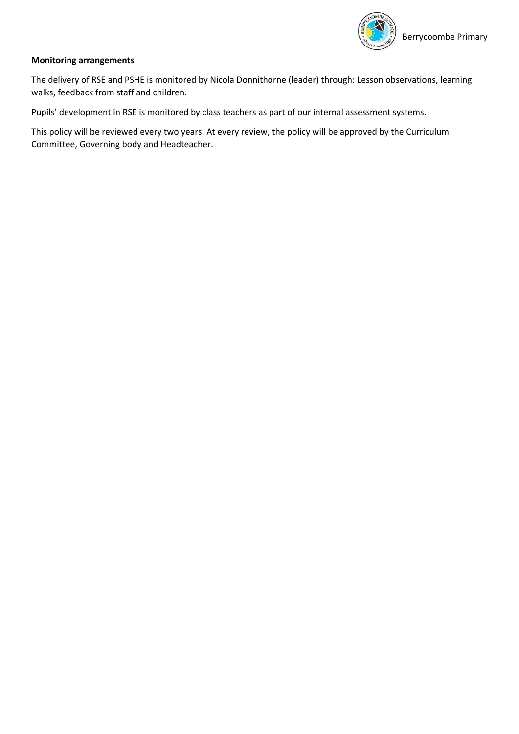**Monitoring arrangements**

The delivery of RSE and PSHE is monitored by Nicola Donnithorne (leader) through: Lesson observations, learning walks, feedback from staff and children.

Pupils' development in RSE is monitored by class teachers as part of our internal assessment systems.

This policy will be reviewed every two years. At every review, the policy will be approved by the Curriculum Committee, Governing body and Headteacher.